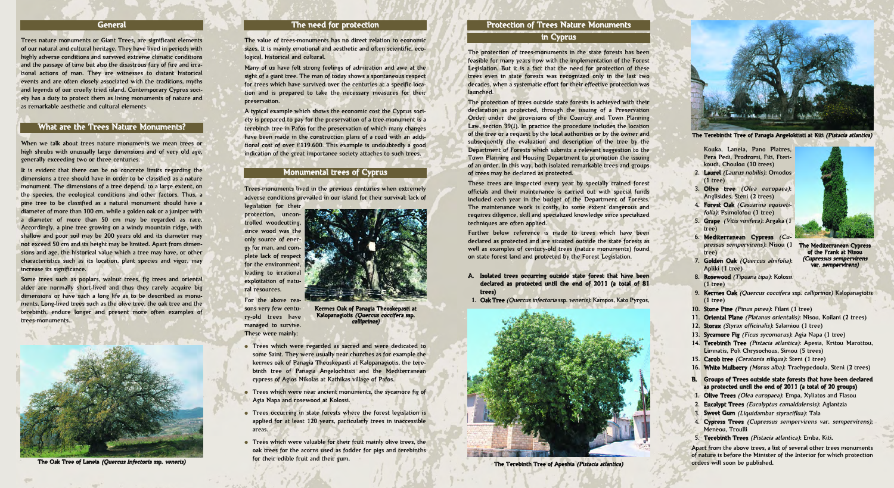## General

Trees nature monuments or Giant Trees, are significant elements of our natural and cultural heritage. They have lived in periods with highly adverse conditions and survived extreme climatic conditions and the passage of time but also the disastrous fury of fire and irrational actions of man. They are witnesses to distant historical events and are often closely associated with the traditions, myths and legends of our cruelly tried island. Contemporary Cyprus society has a duty to protect them as living monuments of nature and as remarkable aesthetic and cultural elements.

## What are the Trees Nature Monuments?

When we talk about trees nature monuments we mean trees or high shrubs with unusually large dimensions and of very old age, generally exceeding two or three centuries.

It is evident that there can be no concrete limits regarding the dimensions a tree should have in order to be classified as a nature monument. The dimensions of a tree depend, to a large extent, on the species, the ecological conditions and other factors. Thus, a pine tree to be classified as a natural monument should have a diameter of more than 100 cm, while a golden oak or a juniper with a diameter of more than 50 cm may be regarded as rare. Accordingly, a pine tree growing on a windy mountain ridge, with shallow and poor soil may be 200 years old and its diameter may not exceed 50 cm and its height may be limited. Apart from dimensions and age, the historical value which a tree may have, or other characteristics such as its location, plant species and vigor, may increase its significance.

Some trees such as poplars, walnut trees, fig trees and oriental alder are normally short-lived and thus they rarely acquire big dimensions or have such a long life as to be described as monuments. Long-lived trees such as the olive tree, the oak tree and the terebinth, endure longer and present more often examples of trees-monuments..

The Oak Tree of Laneia *(Quercus infectoria ssp. veneris)*

## The need for protection

The value of trees-monuments has no direct relation to economic sizes. It is mainly emotional and aesthetic and often scientific, ecological, historical and cultural.

Many of us have felt strong feelings of admiration and awe at the sight of a giant tree. The man of today shows a spontaneous respect for trees which have survived over the centuries at a specific location and is prepared to take the necessary measures for their preservation.

A typical example which shows the economic cost the Cyprus society is prepared to pay for the preservation of a tree-monument is a terebinth tree in Pafos for the preservation of which many changes have been made in the construction plans of a road with an additional cost of over €119.600. This example is undoubtedly a good indication of the great importance society attaches to such trees.

## Monumental trees of Cyprus

Trees-monuments lived in the previous centuries when extremely adverse conditions prevailed in our island for their survival: lack of legislation for their protection, uncontrolled woodcutting, since wood was the only source of energy for man, and complete lack of respect for the environment, leading to irrational exploitation of natural resources.

For the above reasons very few century-old trees have managed to survive. These were mainly:

Kermes Oak of Panagia Theoskepasti at Kalopanagiotis *(Quercus coccifera ssp. calliprinos)*

- Trees which were regarded as sacred and were dedicated to some Saint. They were usually near churches as for example the kermes oak of Panagia Theoskepasti at Kalopanagiotis, the terebinth tree of Panagia Angeloktisti and the Mediterranean cypress of Agios Nikolas at Kathikas village of Pafos.
- Trees which were near ancient monuments, the sycamore fig of Agia Napa and rosewood at Kolossi.
- Trees occurring in state forests where the forest legislation is applied for at least 120 years, particularly trees in inaccessible areas.
- Trees which were valuable for their fruit mainly olive trees, the oak trees for the acorns used as fodder for pigs and terebinths for their edible fruit and their gum.

## Protection of Trees Nature Monuments in Cyprus

The protection of trees-monuments in the state forests has been feasible for many years now with the implementation of the Forest Legislation. But it is a fact that the need for protection of these trees even in state forests was recognized only in the last two decades, when a systematic effort for their effective protection was launched.

The protection of trees outside state forests is achieved with their declaration as protected, through the issuing of a Preservation Order under the provisions of the Country and Town Planning Law, section 39(1). In practice the procedure includes the location of the tree or a request by the local authorities or by the owner and subsequently the evaluation and description of the tree by the Department of Forests which submits a relevant suggestion to the Town Planning and Housing Department to promotion the issuing of an order. In this way, both isolated remarkable trees and groups of trees may be declared as protected.

These trees are inspected every year by specially trained forest officials and their maintenance is carried out with special funds included each year in the budget of the Department of Forests. The maintenance work is costly, to some extent dangerous and requires diligence, skill and specialized knowledge since specialized techniques are often applied.

Further below reference is made to trees which have been declared as protected and are situated outside the state forests as well as examples of century-old trees (nature monuments) found on state forest land and protected by the Forest Legislation.

**A. Isolated trees occurring outside state forest that have been declared as protected until the end of 2011 (a total of 81 trees)**

1. **Oak Tree** *(Quercus infectoria ssp. veneris)*: Kampos, Kato Pyrgos, Kouka, Laneia, Pano Platres, Pera Pedi, Prodromi, Fiti, Fterikoudi, Choulou (10 trees)
2. **Laurel** *(Laurus nobilis)*: Omodos (1 tree)
3. **Olive tree** *(Olea europaea)*: Anglisides, Steni (2 trees)
4. **Forest Oak** *(Casuarina equisetifolia)*: Psimolofou (1 tree)
5. **Grape** *(Vitis vinifera)*: Argaka (1 tree)
6. **Mediterranean Cypress** *(Cupressus sempervirens)*: Nisou (1 tree)
7. **Golden Oak** *(Quercus alnifolia)*: Apliki (1 tree)
8. **Rosewood** *(Tipuana tipu)*: Kolossi (1 tree)
9. **Kermes Oak** *(Quercus coccifera ssp. calliprinos)* Kalopanagiotis (1 tree)
10. **Stone Pine** *(Pinus pinea)*: Filani (1 tree)
11. **Oriental Plane** *(Platanus orientalis)*: Nisou, Koilani (2 trees)
12. **Storax** *(Styrax officinalis)*: Salamiou (1 tree)
13. **Sycamore Fig** *(Ficus sycomorus)*: Agia Napa (1 tree)
14. **Terebinth Tree** *(Pistacia atlantica)*: Apesia, Kritou Marottou, Limnatis, Poli Chrysochous, Simou (5 trees)
15. **Carob tree** *(Ceratonia siliqua)*: Steni (1 tree)
16. **White Mulberry** *(Morus alba)*: Trachypedoula, Steni (2 trees)

The Terebinth Tree of Apeshia *(Pistacia atlantica)*

The Terebinth Tree of Panagia Angeloktisti at Kiti *(Pistacia atlantica)*

The Mediterranean Cypress of the Frank at Nisou *(Cupressus sempervirens var. sempervirens)*

**B. Groups of Trees outside state forests that have been declared as protected until the end of 2011 (a total of 20 groups)**

1. **Olive Trees** *(Olea europaea)*: Empa, Xyliatos and Flasou
2. **Eucalypt Trees** *(Eucalyptus camaldulensis)*: Aglantzia
3. **Sweet Gum** *(Liquidambar styraciflua)*: Tala
4. **Cypress Trees** *(Cupressus sempervirens var. sempervirens)*: Meneou, Troulli
5. **Terebinth Trees** *(Pistacia atlantica)*: Emba, Kiti.

Apart from the above trees, a list of several other trees monuments of nature is before the Minister of the Interior for which protection orders will soon be published.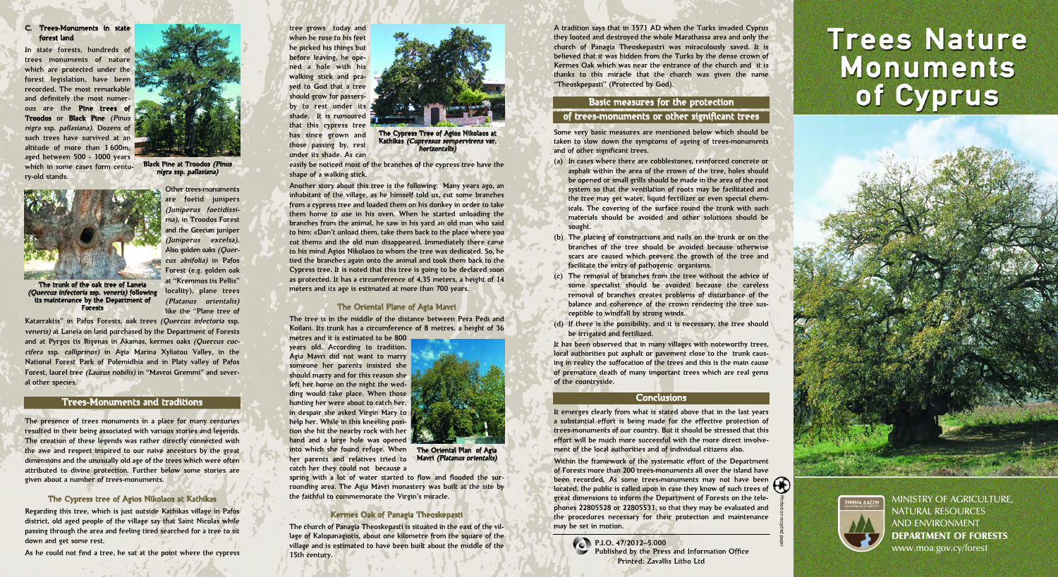### C. Trees-Monuments in state forest land

In state forests, hundreds of trees monuments of nature which are protected under the forest legislation, have been recorded. The most remarkable and definitely the most numerous are the **Pine trees of Troodos** or **Black Pine** *(Pinus nigra* ssp. *pallasiana)*. Dozens of such trees have survived at an altitude of more than 1.600m, aged between 500 - 1000 years which in some cases form century-old stands.

Black Pine at Troodos *(Pinus nigra* ssp. *pallasiana)*

Other trees-monuments are foetid junipers *(Juniperus foetidissima)*, in Troodos Forest and the Grecian juniper *(Juniperus excelsa)*. Also golden oaks *(Quercus alnifolia)* in Pafos Forest (e.g. golden oak at "Kremmos tis Pellis" locality), plane trees *(Platanus orientalis)* like the "Plane tree of Katarraktis" in Pafos Forests, oak trees *(Quercus infectoria* ssp. *veneris)* at Laneia on land purchased by the Department of Forests and at Pyrgos tis Rigenas in Akamas, kermes oaks *(Quercus coccifera* ssp. *calliprinos)* in Agia Marina Xyliatou Valley, in the National Forest Park of Polemidhia and in Platy valley of Pafos Forest, laurel tree *(Laurus nobilis)* in "Mavroi Gremmi" and several other species.

The trunk of the oak tree of Laneia *(Quercus infectoria* ssp. *veneris)* following its maintenance by the Department of Forests

## Trees-Monuments and traditions

The presence of trees monuments in a place for many centuries resulted in their being associated with various stories and legends. The creation of these legends was rather directly connected with the awe and respect inspired to our naive ancestors by the great dimensions and the unusually old age of the trees which were often attributed to divine protection. Further below some stories are given about a number of trees-monuments.

### The Cypress tree of Agios Nikolaos at Kathikas

Regarding this tree, which is just outside Kathikas village in Pafos district, old aged people of the village say that Saint Nicolas while passing through the area and feeling tired searched for a tree to sit down and get some rest.

As he could not find a tree, he sat at the point where the cypress tree grows today and when he rose to his feet he picked his things but before leaving, he opened a hole with his walking stick and prayed to God that a tree should grow for passers-by to rest under its shade. It is rumoured that this cypress tree has since grown and those passing by, rest under its shade. As can easily be noticed most of the branches of the cypress tree have the shape of a walking stick.

The Cypress Tree of Agios Nikolaos at Kathikas *(Cupressus sempervirens* var. *horizontalis)*

Another story about this tree is the following: Many years ago, an inhabitant of the village, as he himself told us, cut some branches from a cypress tree and loaded them on his donkey in order to take them home to use in his oven. When he started unloading the branches from the animal, he saw in his yard an old man who said to him: «Don't unload them, take them back to the place where you cut them» and the old man disappeared. Immediately there came to his mind Agios Nikolaos to whom the tree was dedicated. So, he tied the branches again onto the animal and took them back to the Cypress tree. It is noted that this tree is going to be declared soon as protected. It has a circumference of 4,35 meters, a height of 14 meters and its age is estimated at more than 700 years.

### The Oriental Plane of Agia Mavri

The tree is in the middle of the distance between Pera Pedi and Koilani. Its trunk has a circumference of 8 metres, a height of 36 metres and it is estimated to be 800 years old. According to tradition, Agia Mavri did not want to marry someone her parents insisted she should marry and for this reason she left her home on the night the wedding would take place. When those hunting her were about to catch her, in despair she asked Virgin Mary to help her. While in this kneeling position she hit the nearby rock with her hand and a large hole was opened into which she found refuge. When her parents and relatives tried to catch her they could not because a spring with a lot of water started to flow and flooded the surrounding area. The Agia Mavri monastery was built at the site by the faithful to commemorate the Virgin's miracle.

The Oriental Plan of Agia Mavri *(Platanus orientalis)*

### Kermes Oak of Panagia Theoskepasti

The church of Panagia Theoskepasti is situated in the east of the village of Kalopanagiotis, about one kilometre from the square of the village and is estimated to have been built about the middle of the 15th century.

A tradition says that in 1571 AD when the Turks invaded Cyprus they looted and destroyed the whole Marathassa area and only the church of Panagia Theoskepastri was miraculously saved. It is believed that it was hidden from the Turks by the dense crown of Kermes Oak which was near the entrance of the church and it is thanks to this miracle that the church was given the name "Theoskpepasti" (Protected by God).

## Basic measures for the protection of trees-monuments or other significant trees

Some very basic measures are mentioned below which should be taken to slow down the symptoms of ageing of trees-monuments and of other significant trees.

(a) In cases where there are cobblestones, reinforced concrete or asphalt within the area of the crown of the tree, holes should be opened or small grills should be made in the area of the root system so that the ventilation of roots may be facilitated and the tree may get water, liquid fertilizer or even special chemicals. The covering of the surface round the trunk with such materials should be avoided and other solutions should be sought.

(b) The placing of constructions and nails on the trunk or on the branches of the tree should be avoided because otherwise scars are caused which prevent the growth of the tree and facilitate the entry of pathogenic organisms.

(c) The removal of branches from the tree without the advice of some specialist should be avoided because the careless removal of branches creates problems of disturbance of the balance and coherence of the crown rendering the tree susceptible to windfall by strong winds.

(d) If there is the possibility, and it is necessary, the tree should be irrigated and fertilized.

It has been observed that in many villages with noteworthy trees, local authorities put asphalt or pavement close to the trunk causing in reality the suffocation of the trees and this is the main cause of premature death of many important trees which are real gems of the countryside.

## Conclusions

It emerges clearly from what is stated above that in the last years a substantial effort is being made for the effective protection of trees-monuments of our country. But it should be stressed that this effort will be much more successful with the more direct involvement of the local authorities and of individual citizens also.

Within the framework of the systematic effort of the Department of Forests more than 200 trees-monuments all over the island have been recorded. As some trees-monuments may not have been located, the public is called upon in case they know of such trees of great dimensions to inform the Department of Forests on the telephones 22805528 or 22805531, so that they may be evaluated and the procedures necessary for their protection and maintenance may be set in motion.

Printed on recycled paper

P.I.O. 47/2012–5.000
Published by the Press and Information Office
Printed: Zavallis Litho Ltd

# Trees Nature Monuments of Cyprus

ΤΜΗΜΑ ΔΑΣΩΝ
DEPARTMENT OF FORESTS

MINISTRY OF AGRICULTURE, NATURAL RESOURCES AND ENVIRONMENT
**DEPARTMENT OF FORESTS**
www.moa.gov.cy/forest